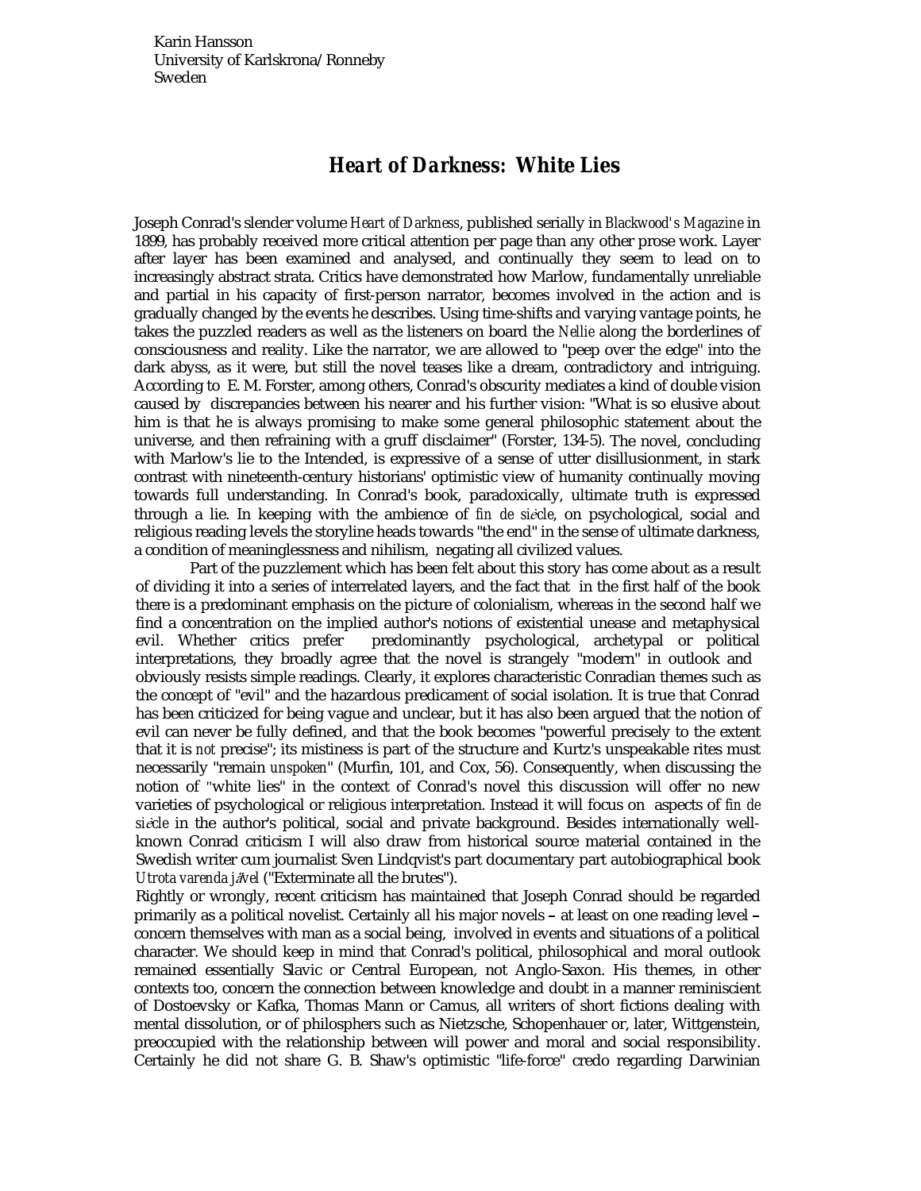Karin Hansson
University of Karlskrona/Ronneby
Sweden

# *Heart of Darkness: White Lies*

Joseph Conrad's slender volume *Heart of Darkness*, published serially in *Blackwood's Magazine* in 1899, has probably received more critical attention per page than any other prose work. Layer after layer has been examined and analysed, and continually they seem to lead on to increasingly abstract strata. Critics have demonstrated how Marlow, fundamentally unreliable and partial in his capacity of first-person narrator, becomes involved in the action and is gradually changed by the events he describes. Using time-shifts and varying vantage points, he takes the puzzled readers as well as the listeners on board the *Nellie* along the borderlines of consciousness and reality. Like the narrator, we are allowed to "peep over the edge" into the dark abyss, as it were, but still the novel teases like a dream, contradictory and intriguing. According to E. M. Forster, among others, Conrad's obscurity mediates a kind of double vision caused by discrepancies between his nearer and his further vision: "What is so elusive about him is that he is always promising to make some general philosophic statement about the universe, and then refraining with a gruff disclaimer" (Forster, 134-5). The novel, concluding with Marlow's lie to the Intended, is expressive of a sense of utter disillusionment, in stark contrast with nineteenth-century historians' optimistic view of humanity continually moving towards full understanding. In Conrad's book, paradoxically, ultimate truth is expressed through a lie. In keeping with the ambience of *fin de siècle*, on psychological, social and religious reading levels the storyline heads towards "the end" in the sense of ultimate darkness, a condition of meaninglessness and nihilism, negating all civilized values.

Part of the puzzlement which has been felt about this story has come about as a result of dividing it into a series of interrelated layers, and the fact that in the first half of the book there is a predominant emphasis on the picture of colonialism, whereas in the second half we find a concentration on the implied author's notions of existential unease and metaphysical evil. Whether critics prefer predominantly psychological, archetypal or political interpretations, they broadly agree that the novel is strangely "modern" in outlook and obviously resists simple readings. Clearly, it explores characteristic Conradian themes such as the concept of "evil" and the hazardous predicament of social isolation. It is true that Conrad has been criticized for being vague and unclear, but it has also been argued that the notion of evil can never be fully defined, and that the book becomes "powerful precisely to the extent that it is *not* precise"; its mistiness is part of the structure and Kurtz's unspeakable rites must necessarily "remain *unspoken*" (Murfin, 101, and Cox, 56). Consequently, when discussing the notion of "white lies" in the context of Conrad's novel this discussion will offer no new varieties of psychological or religious interpretation. Instead it will focus on aspects of *fin de siècle* in the author's political, social and private background. Besides internationally well-known Conrad criticism I will also draw from historical source material contained in the Swedish writer cum journalist Sven Lindqvist's part documentary part autobiographical book *Utrota varenda jävel* ("Exterminate all the brutes").

Rightly or wrongly, recent criticism has maintained that Joseph Conrad should be regarded primarily as a political novelist. Certainly all his major novels – at least on one reading level – concern themselves with man as a social being, involved in events and situations of a political character. We should keep in mind that Conrad's political, philosophical and moral outlook remained essentially Slavic or Central European, not Anglo-Saxon. His themes, in other contexts too, concern the connection between knowledge and doubt in a manner reminiscient of Dostoevsky or Kafka, Thomas Mann or Camus, all writers of short fictions dealing with mental dissolution, or of philosphers such as Nietzsche, Schopenhauer or, later, Wittgenstein, preoccupied with the relationship between will power and moral and social responsibility. Certainly he did not share G. B. Shaw's optimistic "life-force" credo regarding Darwinian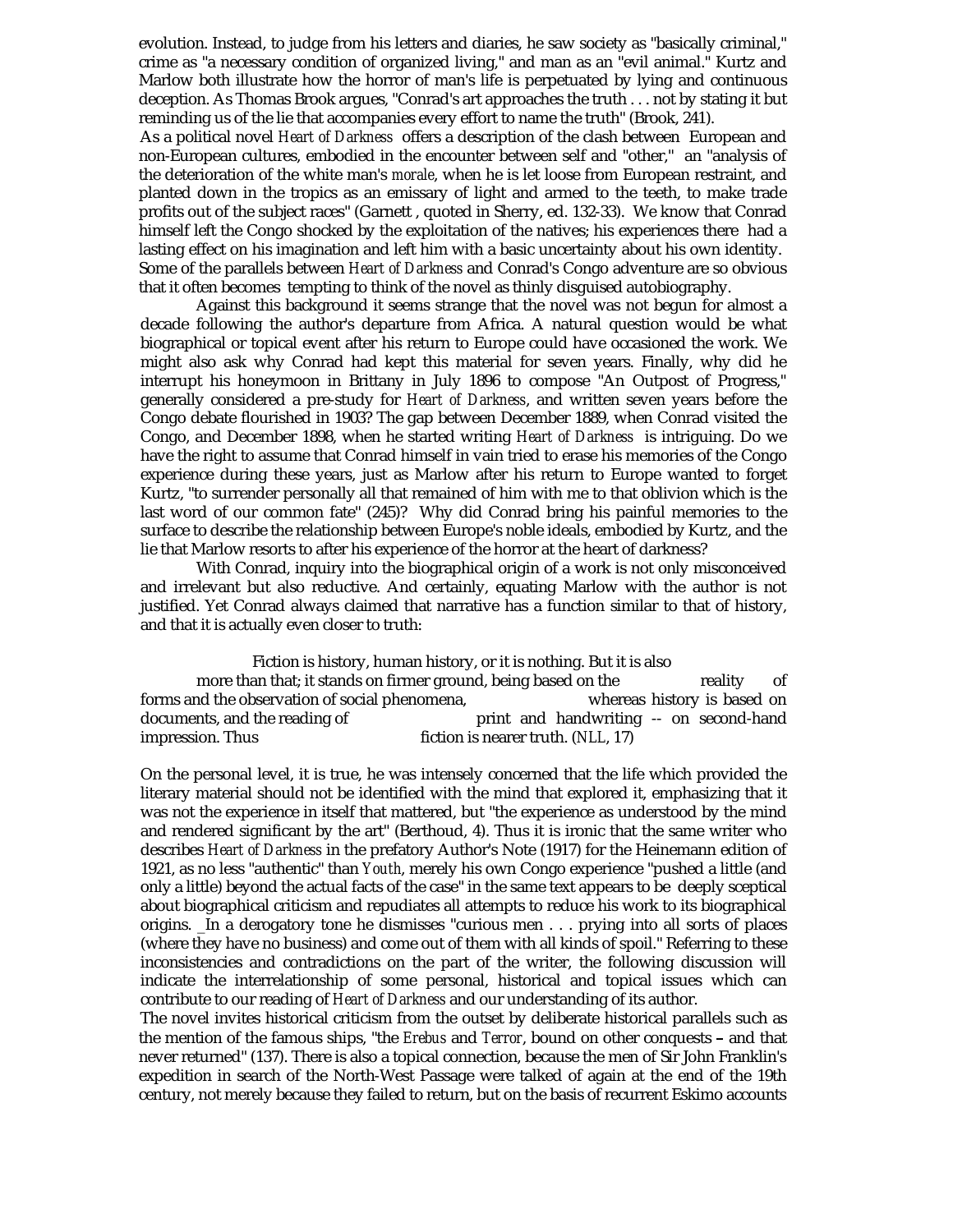evolution. Instead, to judge from his letters and diaries, he saw society as "basically criminal," crime as "a necessary condition of organized living," and man as an "evil animal." Kurtz and Marlow both illustrate how the horror of man's life is perpetuated by lying and continuous deception. As Thomas Brook argues, "Conrad's art approaches the truth . . . not by stating it but reminding us of the lie that accompanies every effort to name the truth" (Brook, 241).

As a political novel *Heart of Darkness* offers a description of the clash between European and non-European cultures, embodied in the encounter between self and "other," an "analysis of the deterioration of the white man's *morale*, when he is let loose from European restraint, and planted down in the tropics as an emissary of light and armed to the teeth, to make trade profits out of the subject races" (Garnett , quoted in Sherry, ed. 132-33). We know that Conrad himself left the Congo shocked by the exploitation of the natives; his experiences there had a lasting effect on his imagination and left him with a basic uncertainty about his own identity. Some of the parallels between *Heart of Darkness* and Conrad's Congo adventure are so obvious that it often becomes tempting to think of the novel as thinly disguised autobiography.

Against this background it seems strange that the novel was not begun for almost a decade following the author's departure from Africa. A natural question would be what biographical or topical event after his return to Europe could have occasioned the work. We might also ask why Conrad had kept this material for seven years. Finally, why did he interrupt his honeymoon in Brittany in July 1896 to compose "An Outpost of Progress," generally considered a pre-study for *Heart of Darkness*, and written seven years before the Congo debate flourished in 1903? The gap between December 1889, when Conrad visited the Congo, and December 1898, when he started writing *Heart of Darkness* is intriguing. Do we have the right to assume that Conrad himself in vain tried to erase his memories of the Congo experience during these years, just as Marlow after his return to Europe wanted to forget Kurtz, "to surrender personally all that remained of him with me to that oblivion which is the last word of our common fate" (245)? Why did Conrad bring his painful memories to the surface to describe the relationship between Europe's noble ideals, embodied by Kurtz, and the lie that Marlow resorts to after his experience of the horror at the heart of darkness?

With Conrad, inquiry into the biographical origin of a work is not only misconceived and irrelevant but also reductive. And certainly, equating Marlow with the author is not justified. Yet Conrad always claimed that narrative has a function similar to that of history, and that it is actually even closer to truth:

> Fiction is history, human history, or it is nothing. But it is also more than that; it stands on firmer ground, being based on the reality of forms and the observation of social phenomena, whereas history is based on documents, and the reading of print and handwriting -- on second-hand impression. Thus fiction is nearer truth. (*NLL*, 17)

On the personal level, it is true, he was intensely concerned that the life which provided the literary material should not be identified with the mind that explored it, emphasizing that it was not the experience in itself that mattered, but "the experience as understood by the mind and rendered significant by the art" (Berthoud, 4). Thus it is ironic that the same writer who describes *Heart of Darkness* in the prefatory Author's Note (1917) for the Heinemann edition of 1921, as no less "authentic" than *Youth*, merely his own Congo experience "pushed a little (and only a little) beyond the actual facts of the case" in the same text appears to be deeply sceptical about biographical criticism and repudiates all attempts to reduce his work to its biographical origins. In a derogatory tone he dismisses "curious men . . . prying into all sorts of places (where they have no business) and come out of them with all kinds of spoil." Referring to these inconsistencies and contradictions on the part of the writer, the following discussion will indicate the interrelationship of some personal, historical and topical issues which can contribute to our reading of *Heart of Darkness* and our understanding of its author.

The novel invites historical criticism from the outset by deliberate historical parallels such as the mention of the famous ships, "the *Erebus* and *Terror*, bound on other conquests – and that never returned" (137). There is also a topical connection, because the men of Sir John Franklin's expedition in search of the North-West Passage were talked of again at the end of the 19th century, not merely because they failed to return, but on the basis of recurrent Eskimo accounts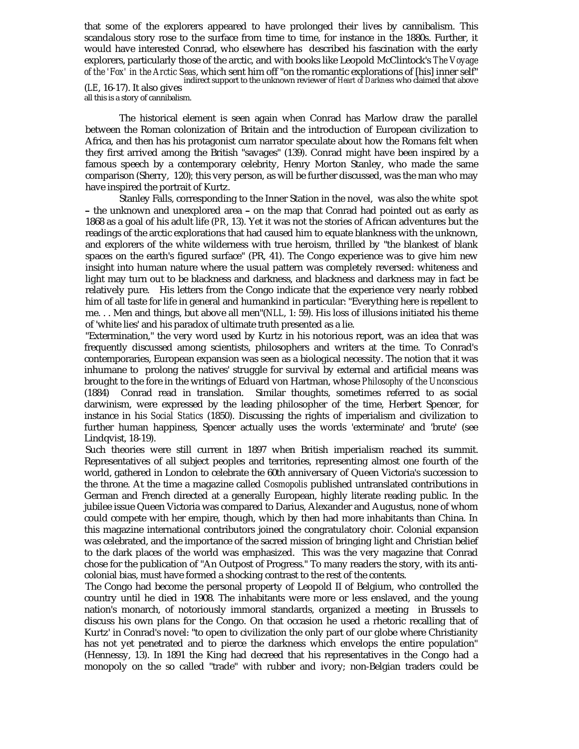that some of the explorers appeared to have prolonged their lives by cannibalism. This scandalous story rose to the surface from time to time, for instance in the 1880s. Further, it would have interested Conrad, who elsewhere has described his fascination with the early explorers, particularly those of the arctic, and with books like Leopold McClintock's *The Voyage of the 'Fox' in the Arctic Seas*, which sent him off "on the romantic explorations of [his] inner self" (*LE*, 16-17). It also gives indirect support to the unknown reviewer of *Heart of Darkness* who claimed that above all this is a story of cannibalism.

The historical element is seen again when Conrad has Marlow draw the parallel between the Roman colonization of Britain and the introduction of European civilization to Africa, and then has his protagonist cum narrator speculate about how the Romans felt when they first arrived among the British "savages" (139). Conrad might have been inspired by a famous speech by a contemporary celebrity, Henry Morton Stanley, who made the same comparison (Sherry, 120); this very person, as will be further discussed, was the man who may have inspired the portrait of Kurtz.

Stanley Falls, corresponding to the Inner Station in the novel, was also the white spot – the unknown and unexplored area – on the map that Conrad had pointed out as early as 1868 as a goal of his adult life (*PR*, 13). Yet it was not the stories of African adventures but the readings of the arctic explorations that had caused him to equate blankness with the unknown, and explorers of the white wilderness with true heroism, thrilled by "the blankest of blank spaces on the earth's figured surface" (PR, 41). The Congo experience was to give him new insight into human nature where the usual pattern was completely reversed: whiteness and light may turn out to be blackness and darkness, and blackness and darkness may in fact be relatively pure. His letters from the Congo indicate that the experience very nearly robbed him of all taste for life in general and humankind in particular: "Everything here is repellent to me. . . Men and things, but above all men"(*NLL*, 1: 59). His loss of illusions initiated his theme of 'white lies' and his paradox of ultimate truth presented as a lie.

"Extermination," the very word used by Kurtz in his notorious report, was an idea that was frequently discussed among scientists, philosophers and writers at the time. To Conrad's contemporaries, European expansion was seen as a biological necessity. The notion that it was inhumane to prolong the natives' struggle for survival by external and artificial means was brought to the fore in the writings of Eduard von Hartman, whose *Philosophy of the Unconscious* (1884) Conrad read in translation. Similar thoughts, sometimes referred to as social darwinism, were expressed by the leading philosopher of the time, Herbert Spencer, for instance in his *Social Statics* (1850). Discussing the rights of imperialism and civilization to further human happiness, Spencer actually uses the words 'exterminate' and 'brute' (see Lindqvist, 18-19).

Such theories were still current in 1897 when British imperialism reached its summit. Representatives of all subject peoples and territories, representing almost one fourth of the world, gathered in London to celebrate the 60th anniversary of Queen Victoria's succession to the throne. At the time a magazine called *Cosmopolis* published untranslated contributions in German and French directed at a generally European, highly literate reading public. In the jubilee issue Queen Victoria was compared to Darius, Alexander and Augustus, none of whom could compete with her empire, though, which by then had more inhabitants than China. In this magazine international contributors joined the congratulatory choir. Colonial expansion was celebrated, and the importance of the sacred mission of bringing light and Christian belief to the dark places of the world was emphasized. This was the very magazine that Conrad chose for the publication of "An Outpost of Progress." To many readers the story, with its anti-colonial bias, must have formed a shocking contrast to the rest of the contents.

The Congo had become the personal property of Leopold II of Belgium, who controlled the country until he died in 1908. The inhabitants were more or less enslaved, and the young nation's monarch, of notoriously immoral standards, organized a meeting in Brussels to discuss his own plans for the Congo. On that occasion he used a rhetoric recalling that of Kurtz' in Conrad's novel: "to open to civilization the only part of our globe where Christianity has not yet penetrated and to pierce the darkness which envelops the entire population" (Hennessy, 13). In 1891 the King had decreed that his representatives in the Congo had a monopoly on the so called "trade" with rubber and ivory; non-Belgian traders could be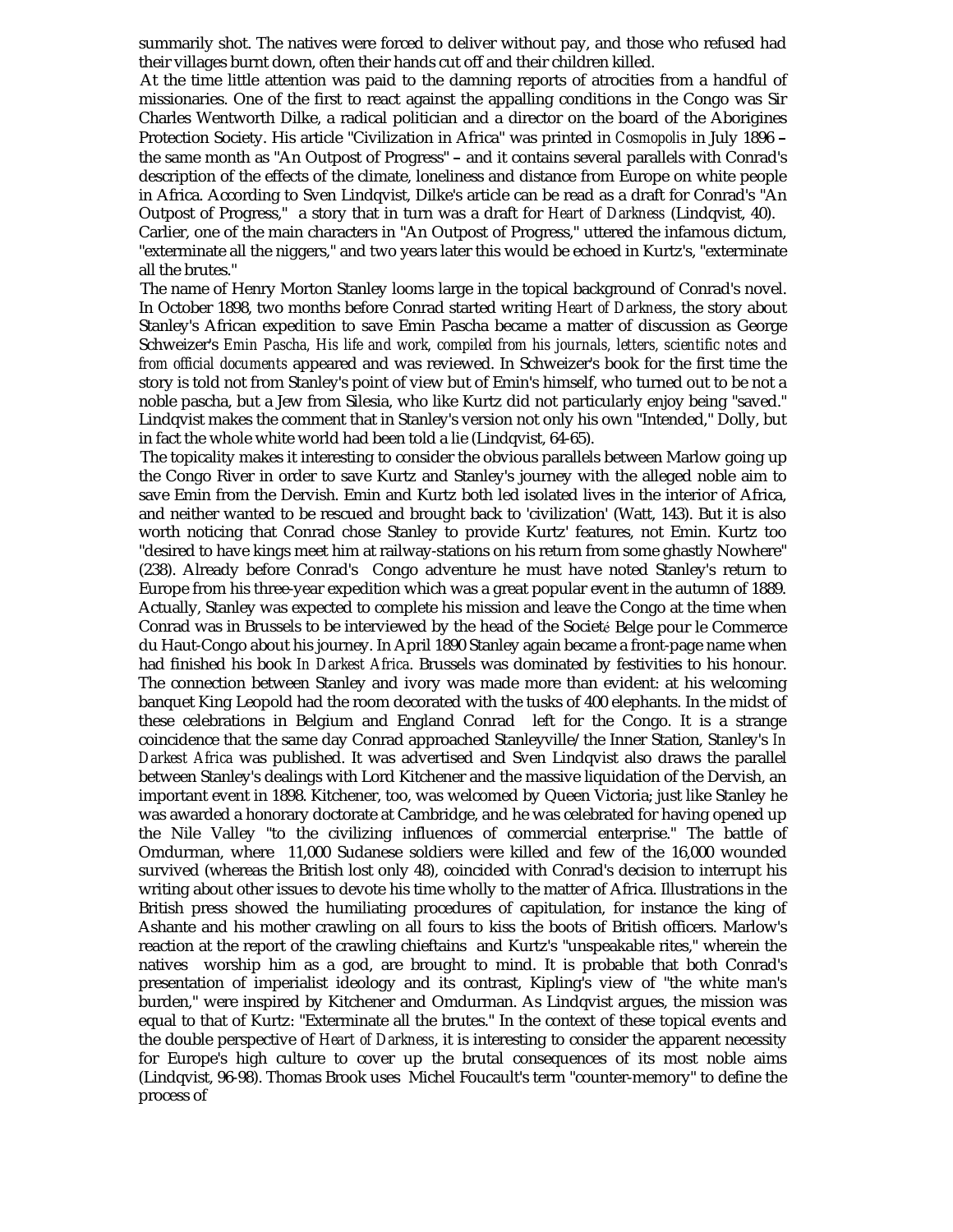summarily shot. The natives were forced to deliver without pay, and those who refused had their villages burnt down, often their hands cut off and their children killed.

At the time little attention was paid to the damning reports of atrocities from a handful of missionaries. One of the first to react against the appalling conditions in the Congo was Sir Charles Wentworth Dilke, a radical politician and a director on the board of the Aborigines Protection Society. His article "Civilization in Africa" was printed in *Cosmopolis* in July 1896 – the same month as "An Outpost of Progress" – and it contains several parallels with Conrad's description of the effects of the climate, loneliness and distance from Europe on white people in Africa. According to Sven Lindqvist, Dilke's article can be read as a draft for Conrad's "An Outpost of Progress," a story that in turn was a draft for *Heart of Darkness* (Lindqvist, 40). Carlier, one of the main characters in "An Outpost of Progress," uttered the infamous dictum, "exterminate all the niggers," and two years later this would be echoed in Kurtz's, "exterminate all the brutes."

The name of Henry Morton Stanley looms large in the topical background of Conrad's novel. In October 1898, two months before Conrad started writing *Heart of Darkness*, the story about Stanley's African expedition to save Emin Pascha became a matter of discussion as George Schweizer's *Emin Pascha, His life and work, compiled from his journals, letters, scientific notes and from official documents* appeared and was reviewed. In Schweizer's book for the first time the story is told not from Stanley's point of view but of Emin's himself, who turned out to be not a noble pascha, but a Jew from Silesia, who like Kurtz did not particularly enjoy being "saved." Lindqvist makes the comment that in Stanley's version not only his own "Intended," Dolly, but in fact the whole white world had been told a lie (Lindqvist, 64-65).

The topicality makes it interesting to consider the obvious parallels between Marlow going up the Congo River in order to save Kurtz and Stanley's journey with the alleged noble aim to save Emin from the Dervish. Emin and Kurtz both led isolated lives in the interior of Africa, and neither wanted to be rescued and brought back to 'civilization' (Watt, 143). But it is also worth noticing that Conrad chose Stanley to provide Kurtz' features, not Emin. Kurtz too "desired to have kings meet him at railway-stations on his return from some ghastly Nowhere" (238). Already before Conrad's Congo adventure he must have noted Stanley's return to Europe from his three-year expedition which was a great popular event in the autumn of 1889. Actually, Stanley was expected to complete his mission and leave the Congo at the time when Conrad was in Brussels to be interviewed by the head of the Societé Belge pour le Commerce du Haut-Congo about his journey. In April 1890 Stanley again became a front-page name when had finished his book *In Darkest Africa*. Brussels was dominated by festivities to his honour. The connection between Stanley and ivory was made more than evident: at his welcoming banquet King Leopold had the room decorated with the tusks of 400 elephants. In the midst of these celebrations in Belgium and England Conrad left for the Congo. It is a strange coincidence that the same day Conrad approached Stanleyville/the Inner Station, Stanley's *In Darkest Africa* was published. It was advertised and Sven Lindqvist also draws the parallel between Stanley's dealings with Lord Kitchener and the massive liquidation of the Dervish, an important event in 1898. Kitchener, too, was welcomed by Queen Victoria; just like Stanley he was awarded a honorary doctorate at Cambridge, and he was celebrated for having opened up the Nile Valley "to the civilizing influences of commercial enterprise." The battle of Omdurman, where 11,000 Sudanese soldiers were killed and few of the 16,000 wounded survived (whereas the British lost only 48), coincided with Conrad's decision to interrupt his writing about other issues to devote his time wholly to the matter of Africa. Illustrations in the British press showed the humiliating procedures of capitulation, for instance the king of Ashante and his mother crawling on all fours to kiss the boots of British officers. Marlow's reaction at the report of the crawling chieftains and Kurtz's "unspeakable rites," wherein the natives worship him as a god, are brought to mind. It is probable that both Conrad's presentation of imperialist ideology and its contrast, Kipling's view of "the white man's burden," were inspired by Kitchener and Omdurman. As Lindqvist argues, the mission was equal to that of Kurtz: "Exterminate all the brutes." In the context of these topical events and the double perspective of *Heart of Darkness*, it is interesting to consider the apparent necessity for Europe's high culture to cover up the brutal consequences of its most noble aims (Lindqvist, 96-98). Thomas Brook uses Michel Foucault's term "counter-memory" to define the process of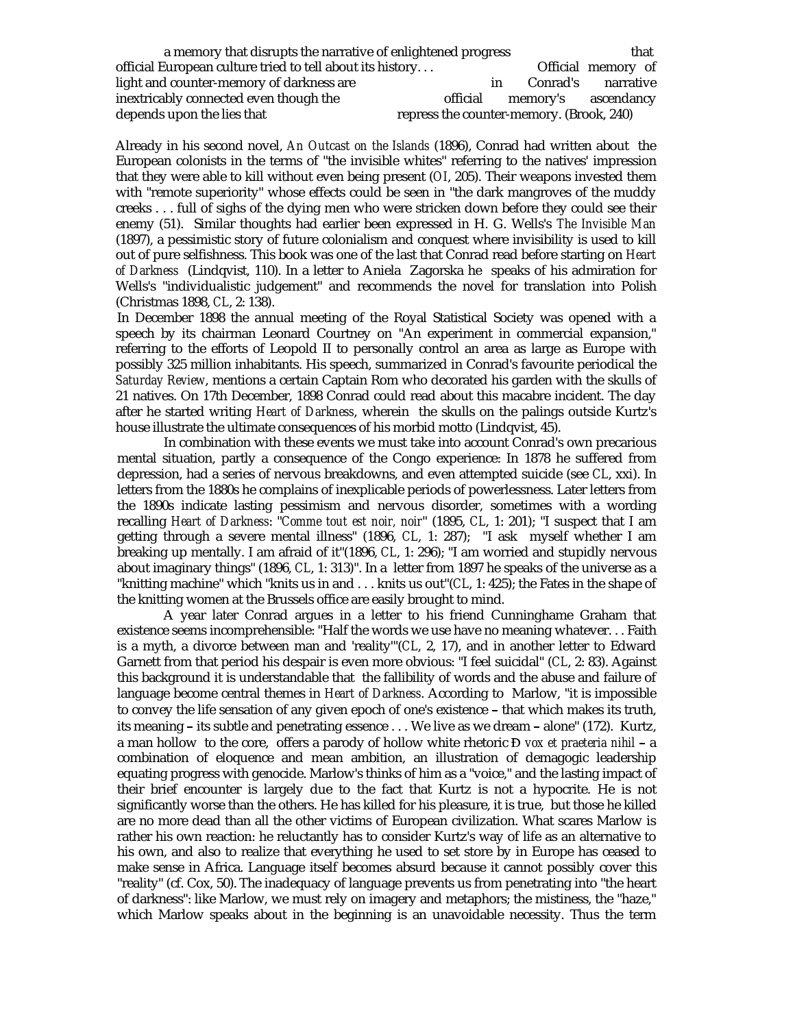> a memory that disrupts the narrative of enlightened progress that official European culture tried to tell about its history. . . Official memory of light and counter-memory of darkness are in Conrad's narrative inextricably connected even though the official memory's ascendancy depends upon the lies that repress the counter-memory. (Brook, 240)

Already in his second novel, *An Outcast on the Islands* (1896), Conrad had written about the European colonists in the terms of "the invisible whites" referring to the natives' impression that they were able to kill without even being present (*OI*, 205). Their weapons invested them with "remote superiority" whose effects could be seen in "the dark mangroves of the muddy creeks . . . full of sighs of the dying men who were stricken down before they could see their enemy (51). Similar thoughts had earlier been expressed in H. G. Wells's *The Invisible Man* (1897), a pessimistic story of future colonialism and conquest where invisibility is used to kill out of pure selfishness. This book was one of the last that Conrad read before starting on *Heart of Darkness* (Lindqvist, 110). In a letter to Aniela Zagorska he speaks of his admiration for Wells's "individualistic judgement" and recommends the novel for translation into Polish (Christmas 1898, *CL*, 2: 138).

In December 1898 the annual meeting of the Royal Statistical Society was opened with a speech by its chairman Leonard Courtney on "An experiment in commercial expansion," referring to the efforts of Leopold II to personally control an area as large as Europe with possibly 325 million inhabitants. His speech, summarized in Conrad's favourite periodical the *Saturday Review*, mentions a certain Captain Rom who decorated his garden with the skulls of 21 natives. On 17th December, 1898 Conrad could read about this macabre incident. The day after he started writing *Heart of Darkness*, wherein the skulls on the palings outside Kurtz's house illustrate the ultimate consequences of his morbid motto (Lindqvist, 45).

In combination with these events we must take into account Conrad's own precarious mental situation, partly a consequence of the Congo experience: In 1878 he suffered from depression, had a series of nervous breakdowns, and even attempted suicide (see *CL*, xxi). In letters from the 1880s he complains of inexplicable periods of powerlessness. Later letters from the 1890s indicate lasting pessimism and nervous disorder, sometimes with a wording recalling *Heart of Darkness*: "*Comme tout est noir, noir*" (1895, *CL*, 1: 201); "I suspect that I am getting through a severe mental illness" (1896, *CL*, 1: 287); "I ask myself whether I am breaking up mentally. I am afraid of it"(1896, *CL*, 1: 296); "I am worried and stupidly nervous about imaginary things" (1896, *CL*, 1: 313)". In a letter from 1897 he speaks of the universe as a "knitting machine" which "knits us in and . . . knits us out"(*CL*, 1: 425); the Fates in the shape of the knitting women at the Brussels office are easily brought to mind.

A year later Conrad argues in a letter to his friend Cunninghame Graham that existence seems incomprehensible: "Half the words we use have no meaning whatever. . . Faith is a myth, a divorce between man and 'reality'"(*CL*, 2, 17), and in another letter to Edward Garnett from that period his despair is even more obvious: "I feel suicidal" (*CL*, 2: 83). Against this background it is understandable that the fallibility of words and the abuse and failure of language become central themes in *Heart of Darkness*. According to Marlow, "it is impossible to convey the life sensation of any given epoch of one's existence – that which makes its truth, its meaning – its subtle and penetrating essence . . . We live as we dream – alone" (172). Kurtz, a man hollow to the core, offers a parody of hollow white rhetoric Ð *vox et praeteria nihil* – a combination of eloquence and mean ambition, an illustration of demagogic leadership equating progress with genocide. Marlow's thinks of him as a "voice," and the lasting impact of their brief encounter is largely due to the fact that Kurtz is not a hypocrite. He is not significantly worse than the others. He has killed for his pleasure, it is true, but those he killed are no more dead than all the other victims of European civilization. What scares Marlow is rather his own reaction: he reluctantly has to consider Kurtz's way of life as an alternative to his own, and also to realize that everything he used to set store by in Europe has ceased to make sense in Africa. Language itself becomes absurd because it cannot possibly cover this "reality" (cf. Cox, 50). The inadequacy of language prevents us from penetrating into "the heart of darkness": like Marlow, we must rely on imagery and metaphors; the mistiness, the "haze," which Marlow speaks about in the beginning is an unavoidable necessity. Thus the term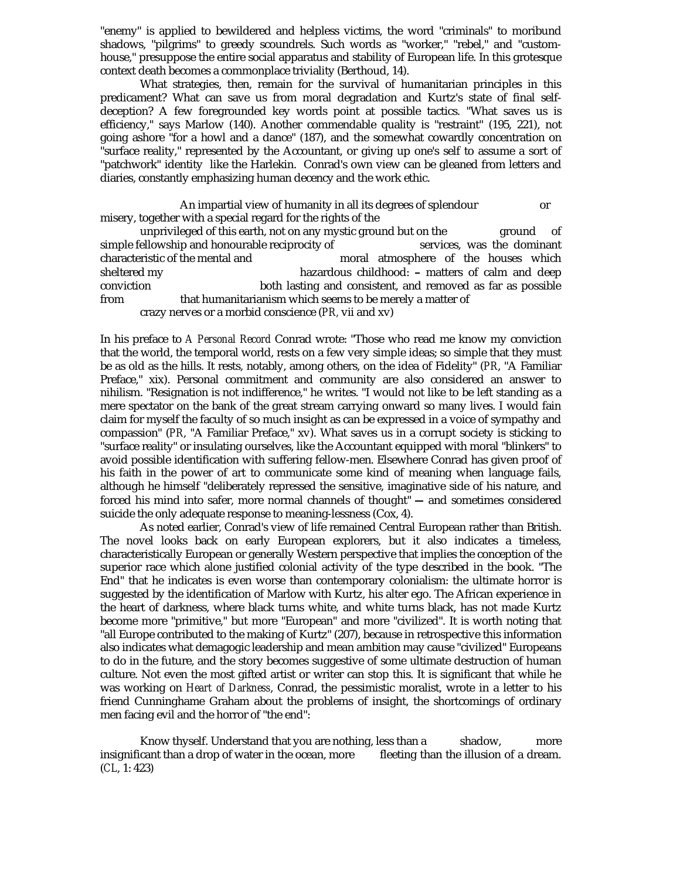"enemy" is applied to bewildered and helpless victims, the word "criminals" to moribund shadows, "pilgrims" to greedy scoundrels. Such words as "worker," "rebel," and "custom-house," presuppose the entire social apparatus and stability of European life. In this grotesque context death becomes a commonplace triviality (Berthoud, 14).

What strategies, then, remain for the survival of humanitarian principles in this predicament? What can save us from moral degradation and Kurtz's state of final self-deception? A few foregrounded key words point at possible tactics. "What saves us is efficiency," says Marlow (140). Another commendable quality is "restraint" (195, 221), not going ashore "for a howl and a dance" (187), and the somewhat cowardly concentration on "surface reality," represented by the Accountant, or giving up one's self to assume a sort of "patchwork" identity like the Harlekin. Conrad's own view can be gleaned from letters and diaries, constantly emphasizing human decency and the work ethic.

> An impartial view of humanity in all its degrees of splendour or misery, together with a special regard for the rights of the unprivileged of this earth, not on any mystic ground but on the ground of simple fellowship and honourable reciprocity of services, was the dominant characteristic of the mental and moral atmosphere of the houses which sheltered my hazardous childhood: – matters of calm and deep conviction both lasting and consistent, and removed as far as possible from that humanitarianism which seems to be merely a matter of crazy nerves or a morbid conscience (*PR*, vii and xv)

In his preface to *A Personal Record* Conrad wrote: "Those who read me know my conviction that the world, the temporal world, rests on a few very simple ideas; so simple that they must be as old as the hills. It rests, notably, among others, on the idea of Fidelity" (*PR*, "A Familiar Preface," xix). Personal commitment and community are also considered an answer to nihilism. "Resignation is not indifference," he writes. "I would not like to be left standing as a mere spectator on the bank of the great stream carrying onward so many lives. I would fain claim for myself the faculty of so much insight as can be expressed in a voice of sympathy and compassion" (*PR*, "A Familiar Preface," xv). What saves us in a corrupt society is sticking to "surface reality" or insulating ourselves, like the Accountant equipped with moral "blinkers" to avoid possible identification with suffering fellow-men. Elsewhere Conrad has given proof of his faith in the power of art to communicate some kind of meaning when language fails, although he himself "deliberately repressed the sensitive, imaginative side of his nature, and forced his mind into safer, more normal channels of thought" — and sometimes considered suicide the only adequate response to meaning-lessness (Cox, 4).

As noted earlier, Conrad's view of life remained Central European rather than British. The novel looks back on early European explorers, but it also indicates a timeless, characteristically European or generally Western perspective that implies the conception of the superior race which alone justified colonial activity of the type described in the book. "The End" that he indicates is even worse than contemporary colonialism: the ultimate horror is suggested by the identification of Marlow with Kurtz, his alter ego. The African experience in the heart of darkness, where black turns white, and white turns black, has not made Kurtz become more "primitive," but more "European" and more "civilized". It is worth noting that "all Europe contributed to the making of Kurtz" (207), because in retrospective this information also indicates what demagogic leadership and mean ambition may cause "civilized" Europeans to do in the future, and the story becomes suggestive of some ultimate destruction of human culture. Not even the most gifted artist or writer can stop this. It is significant that while he was working on *Heart of Darkness*, Conrad, the pessimistic moralist, wrote in a letter to his friend Cunninghame Graham about the problems of insight, the shortcomings of ordinary men facing evil and the horror of "the end":

> Know thyself. Understand that you are nothing, less than a shadow, more insignificant than a drop of water in the ocean, more fleeting than the illusion of a dream. (*CL*, 1: 423)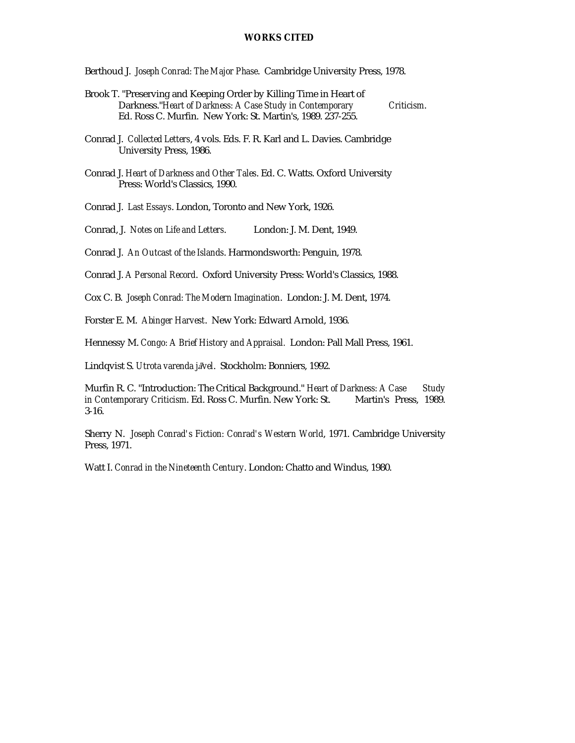**WORKS CITED**

Berthoud J. *Joseph Conrad: The Major Phase*. Cambridge University Press, 1978.

Brook T. "Preserving and Keeping Order by Killing Time in Heart of Darkness."*Heart of Darkness: A Case Study in Contemporary Criticism*. Ed. Ross C. Murfin. New York: St. Martin's, 1989. 237-255.

Conrad J. *Collected Letters*, 4 vols. Eds. F. R. Karl and L. Davies. Cambridge University Press, 1986.

Conrad J. *Heart of Darkness and Other Tales*. Ed. C. Watts. Oxford University Press: World's Classics, 1990.

Conrad J. *Last Essays*. London, Toronto and New York, 1926.

Conrad, J. *Notes on Life and Letters*. London: J. M. Dent, 1949.

Conrad J. *An Outcast of the Islands*. Harmondsworth: Penguin, 1978.

Conrad J. *A Personal Record*. Oxford University Press: World's Classics, 1988.

Cox C. B. *Joseph Conrad: The Modern Imagination*. London: J. M. Dent, 1974.

Forster E. M. *Abinger Harvest*. New York: Edward Arnold, 1936.

Hennessy M. *Congo: A Brief History and Appraisal*. London: Pall Mall Press, 1961.

Lindqvist S. *Utrota varenda jävel*. Stockholm: Bonniers, 1992.

Murfin R. C. "Introduction: The Critical Background." *Heart of Darkness: A Case Study in Contemporary Criticism*. Ed. Ross C. Murfin. New York: St. Martin's Press, 1989. 3-16.

Sherry N. *Joseph Conrad's Fiction: Conrad's Western World*, 1971. Cambridge University Press, 1971.

Watt I. *Conrad in the Nineteenth Century*. London: Chatto and Windus, 1980.